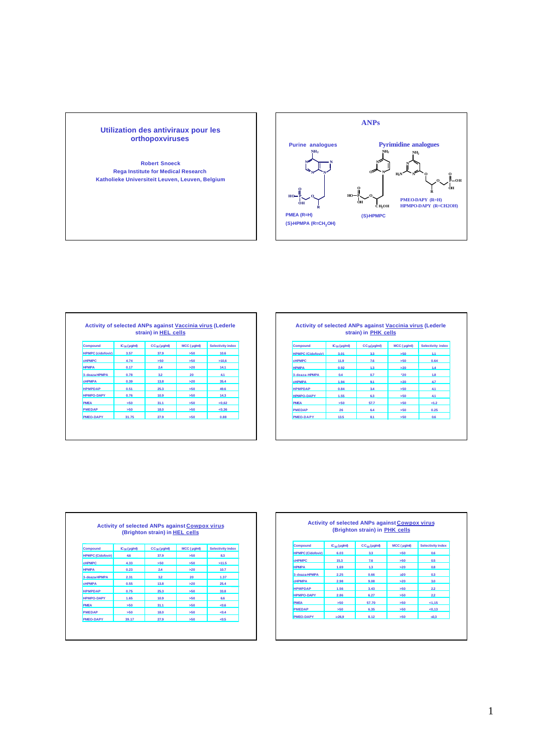## Utilization des antiviraux pour les orthopoxviruses

**Robert Snoeck**
**Rega Institute for Medical Research**
**Katholieke Universiteit Leuven, Leuven, Belgium**

## ANPs

**Purine analogues**

PMEA (R=H)
(S)-HPMPA (R=$CH_2OH$)

**Pyrimidine analogues**

(S)-HPMPC

PMEO-DAPY (R=H)
HPMPO-DAPY (R=CH2OH)

### Activity of selected ANPs against Vaccinia virus (Lederle strain) in HEL cells

| Compound | $IC_{50}$ (µg/ml) | $CC_{50}$ (µg/ml) | MCC (µg/ml) | Selectivity index |
|---|---|---|---|---|
| HPMPC (cidofovir) | 3.57 | 37.9 | >50 | 10.6 |
| cHPMPC | 4.74 | >50 | >50 | >10.6 |
| HPMPA | 0.17 | 2.4 | >20 | 14.1 |
| 3-deaza HPMPA | 0.78 | 3.2 | 20 | 4.1 |
| cHPMPA | 0.39 | 13.8 | >20 | 35.4 |
| HPMPDAP | 0.51 | 25.3 | >50 | 49.6 |
| HPMPO-DAPY | 0.76 | 10.9 | >50 | 14.3 |
| PMEA | >50 | 31.1 | >50 | <0.62 |
| PMEDAP | >50 | 18.0 | >50 | <0.36 |
| PMEO-DAPY | 31.75 | 27.9 | >50 | 0.88 |

### Activity of selected ANPs against Vaccinia virus (Lederle strain) in PHK cells

| Compound | $IC_{50}$ (µg/ml) | $CC_{50}$ (µg/ml) | MCC (µg/ml) | Selectivity index |
|---|---|---|---|---|
| HPMPC (Cidofovir) | 3.01 | 3.3 | >50 | 1.1 |
| cHPMPC | 11.9 | 7.6 | >50 | 0.64 |
| HPMPA | 0.92 | 1.3 | >20 | 1.4 |
| 3-deaza-HPMPA | 0.4 | 0.7 | °20 | 1.8 |
| cHPMPA | 1.94 | 9.1 | >20 | 4.7 |
| HPMPDAP | 0.84 | 3.4 | >50 | 4.1 |
| HPMPO-DAPY | 1.55 | 6.3 | >50 | 4.1 |
| PMEA | >50 | 57.7 | >50 | <1.2 |
| PMEDAP | 26 | 6.4 | >50 | 0.25 |
| PMEO-DAPY | 13.5 | 8.1 | >50 | 0.6 |

### Activity of selected ANPs against Cowpox virus (Brighton strain) in HEL cells

| Compound | $IC_{50}$ (µg/ml) | $CC_{50}$ (µg/ml) | MCC (µg/ml) | Selectivity index |
|---|---|---|---|---|
| HPMPC (Cidofovir) | 4.6 | 37.9 | >50 | 8.3 |
| cHPMPC | 4.33 | >50 | >50 | >11.5 |
| HPMPA | 0.23 | 2.4 | >20 | 10.7 |
| 3-deaza HPMPA | 2.31 | 3.2 | 20 | 1.37 |
| cHPMPA | 0.55 | 13.8 | >20 | 25.4 |
| HPMPDAP | 0.75 | 25.3 | >50 | 33.8 |
| HPMPO-DAPY | 1.65 | 10.9 | >50 | 6.6 |
| PMEA | >50 | 31.1 | >50 | <0.6 |
| PMEDAP | >50 | 18.0 | >50 | <0.4 |
| PMEO-DAPY | 39.17 | 27.9 | >50 | <0.5 |

### Activity of selected ANPs against Cowpox virus (Brighton strain) in PHK cells

| Compound | $IC_{50}$ (µg/ml) | $CC_{50}$ (µg/ml) | MCC (µg/ml) | Selectivity index |
|---|---|---|---|---|
| HPMPC (Cidofovir) | 6.03 | 3.3 | >50 | 0.6 |
| cHPMPC | 15.3 | 7.6 | >50 | 0.5 |
| HPMPA | 1.69 | 1.3 | >20 | 0.8 |
| 3-deaza HPMPA | 2.25 | 0.66 | ≥20 | 0.3 |
| cHPMPA | 2.98 | 9.08 | >20 | 3.0 |
| HPMPDAP | 1.56 | 3.43 | >50 | 2.2 |
| HPMPO-DAPY | 2.86 | 6.27 | >50 | 2.2 |
| PMEA | >50 | 57.70 | >50 | <1,15 |
| PMEDAP | >50 | 6.35 | >50 | <0,13 |
| PMEO-DAPY | ≥26,9 | 8.12 | >50 | ≤0.3 |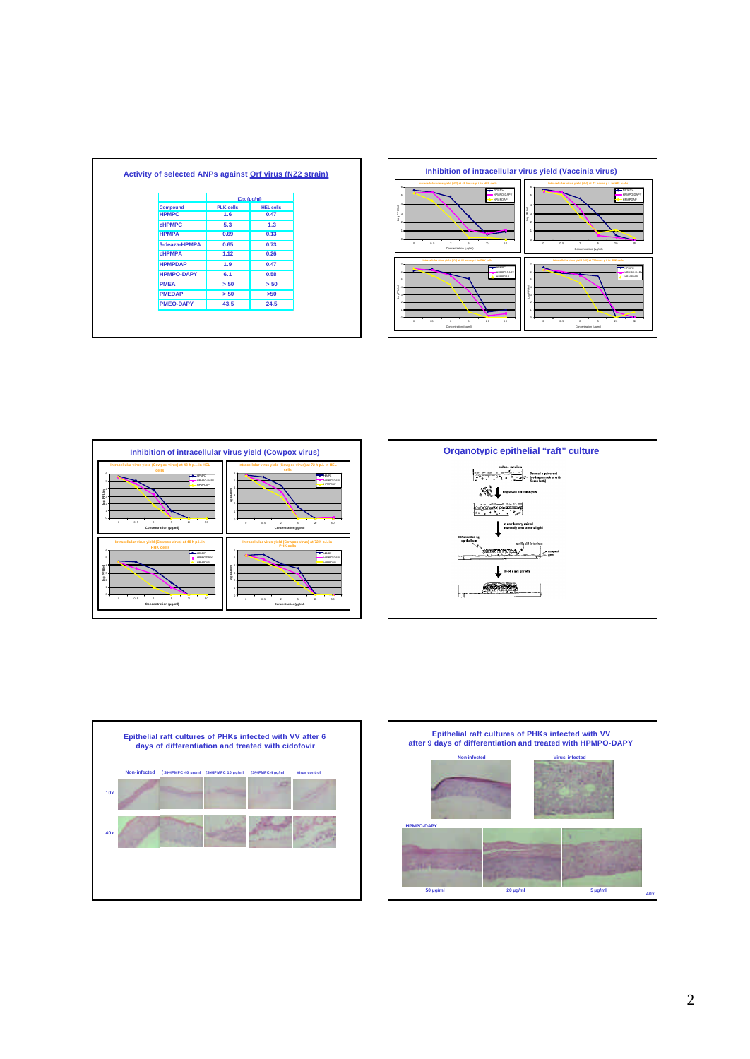## Activity of selected ANPs against Orf virus (NZ2 strain)

| Compound | IC50 (µg/ml) | |
|---|---|---|
| | PLK cells | HEL cells |
| HPMPC | 1.6 | 0.47 |
| cHPMPC | 5.3 | 1.3 |
| HPMPA | 0.69 | 0.13 |
| 3-deaza-HPMPA | 0.65 | 0.73 |
| cHPMPA | 1.12 | 0.26 |
| HPMPDAP | 1.9 | 0.47 |
| HPMPO-DAPY | 6.1 | 0.58 |
| PMEA | > 50 | > 50 |
| PMEDAP | > 50 | >50 |
| PMEO-DAPY | 43.5 | 24.5 |

## Inhibition of intracellular virus yield (Vaccinia virus)

## Inhibition of intracellular virus yield (Cowpox virus)

## Organotypic epithelial "raft" culture

## Epithelial raft cultures of PHKs infected with VV after 6 days of differentiation and treated with cidofovir

Non-infected, (S)HPMPC 40 µg/ml, (S)HPMPC 10 µg/ml, (S)HPMPC 4 µg/ml, Virus control

10x

40x

## Epithelial raft cultures of PHKs infected with VV after 9 days of differentiation and treated with HPMPO-DAPY

Non-infected, Virus infected

HPMPO-DAPY

50 µg/ml, 20 µg/ml, 5 µg/ml

40x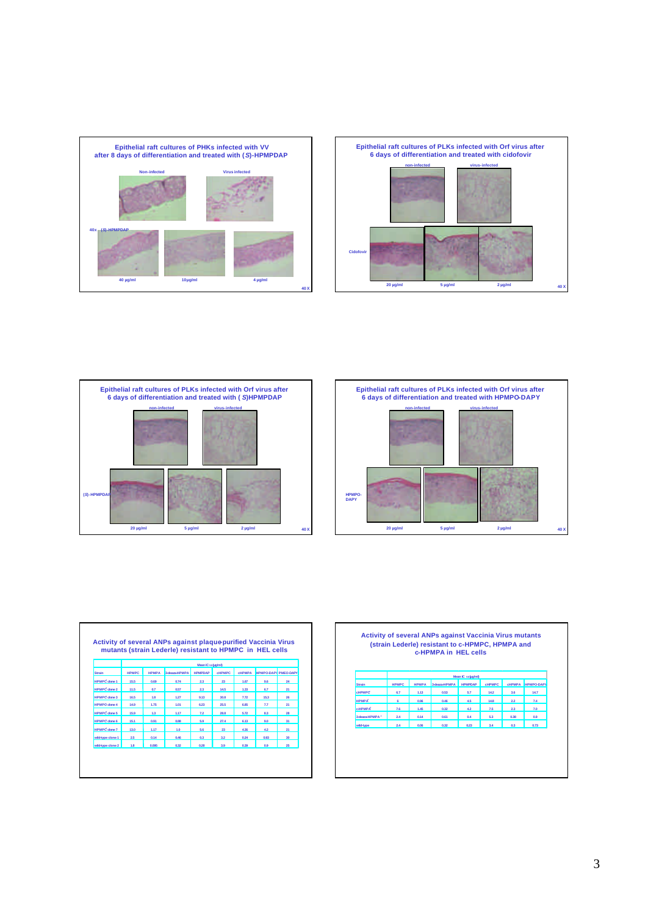## Epithelial raft cultures of PHKs infected with VV after 8 days of differentiation and treated with (*S*)-HPMPDAP

Non-infected | Virus infected

40x (*S*)-HPMPDAP

40 µg/ml | 10µg/ml | 4 µg/ml

40 X

## Epithelial raft cultures of PLKs infected with Orf virus after 6 days of differentiation and treated with cidofovir

non-infected | virus-infected

Cidofovir

20 µg/ml | 5 µg/ml | 2 µg/ml

40 X

## Epithelial raft cultures of PLKs infected with Orf virus after 6 days of differentiation and treated with (*S*)HPMPDAP

non-infected | virus-infected

(S)-HPMPDAP

20 µg/ml | 5 µg/ml | 2 µg/ml

40 X

## Epithelial raft cultures of PLKs infected with Orf virus after 6 days of differentiation and treated with HPMPO-DAPY

non-infected | virus-infected

HPMPO-DAPY

20 µg/ml | 5 µg/ml | 2 µg/ml

40 X

## Activity of several ANPs against plaque-purified Vaccinia Virus mutants (strain Lederle) resistant to HPMPC in HEL cells

| | Mean IC$_{50}$ (µg/ml) | | | | | | | |
|---|---|---|---|---|---|---|---|---|
| Strain | HPMPC | HPMPA | 3-deaza-HPMPA | HPMPDAP | cHPMPC | cHPMPA | HPMPO-DAPY | PMEO-DAPY |
| HPMPC$^r$ clone 1 | 15.5 | 0.69 | 0.74 | 3.3 | 23 | 1.67 | 9.6 | 24 |
| HPMPC$^r$ clone 2 | 11.5 | 0.7 | 0.57 | 2.3 | 14.5 | 1.33 | 6.7 | 21 |
| HPMPC$^r$ clone 3 | 16.5 | 1.8 | 1.27 | 9.33 | 30.8 | 7.72 | 15.3 | 26 |
| HPMPC$^r$ clone 4 | 14.9 | 1.75 | 1.01 | 6.23 | 25.5 | 6.85 | 7.7 | 21 |
| HPMPC$^r$ clone 5 | 15.9 | 1.3 | 1.17 | 7.2 | 28.8 | 5.72 | 8.3 | 28 |
| HPMPC$^r$ clone 6 | 15.1 | 0.91 | 0.88 | 5.9 | 27.4 | 6.13 | 9.0 | 31 |
| HPMPC$^r$ clone 7 | 13.0 | 1.17 | 1.0 | 5.6 | 23 | 4.36 | 4.2 | 21 |
| wild-type clone 1 | 2.5 | 0.14 | 0.46 | 0.3 | 3.2 | 0.24 | 0.93 | 20 |
| wild-type clone 2 | 1.8 | 0.095 | 0.32 | 0.28 | 3.9 | 0.39 | 0.9 | 25 |

## Activity of several ANPs against Vaccinia Virus mutants (strain Lederle) resistant to c-HPMPC, HPMPA and c-HPMPA in HEL cells

| | Mean IC$_{50}$ (µg/ml) | | | | | | |
|---|---|---|---|---|---|---|---|
| Strain | HPMPC | HPMPA | 3-deaza-HPMPA | HPMPDAP | cHPMPC | cHPMPA | HPMPO-DAPY |
| cHPMPC$^r$ | 6.7 | 1.13 | 0.53 | 5.7 | 14.2 | 3.6 | 14.7 |
| HPMPA$^r$ | 6 | 0.86 | 0.46 | 4.5 | 14.8 | 2.2 | 7.4 |
| c-HPMPA$^r$ | 7.6 | 1.45 | 0.32 | 4.2 | 7.5 | 2.3 | 7.0 |
| 3-deaza-HPMPA$^r$ | 2.4 | 0.14 | 0.61 | 0.4 | 5.3 | 0.38 | 0.9 |
| wild-type | 2.4 | 0.08 | 0.32 | 0.23 | 3.4 | 0.3 | 0.73 |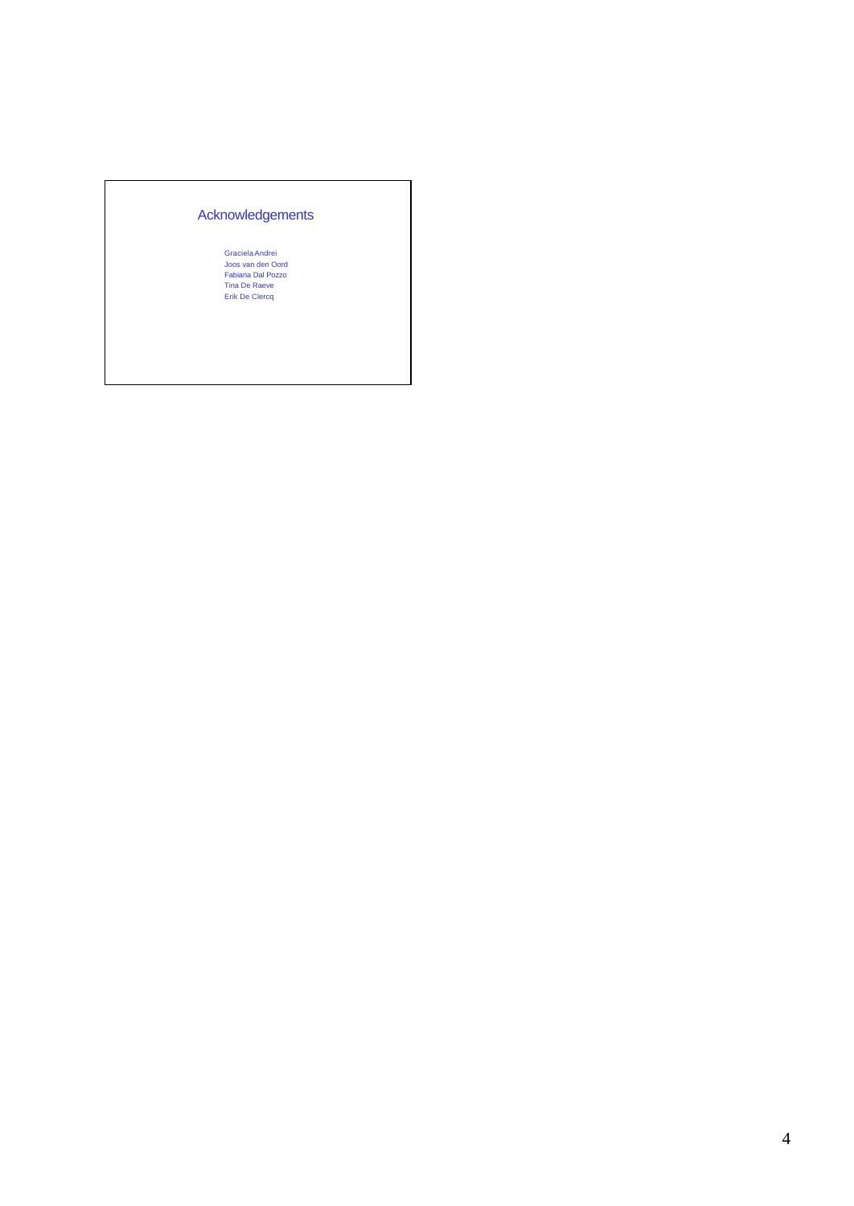## Acknowledgements

Graciela Andrei
Joos van den Oord
Fabiana Dal Pozzo
Tina De Raeve
Erik De Clercq